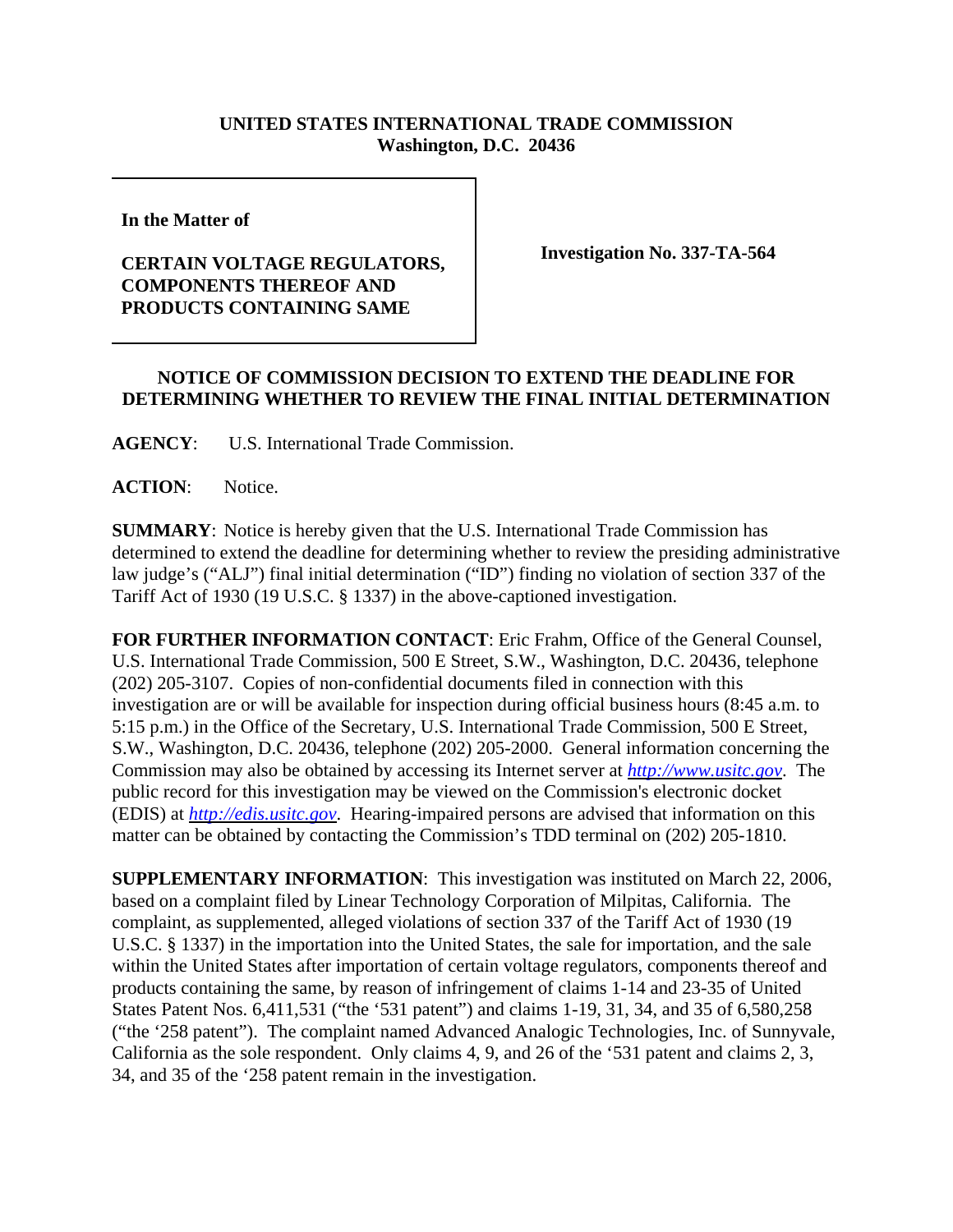**UNITED STATES INTERNATIONAL TRADE COMMISSION**
**Washington, D.C. 20436**

**In the Matter of**

**CERTAIN VOLTAGE REGULATORS, COMPONENTS THEREOF AND PRODUCTS CONTAINING SAME**

**Investigation No. 337-TA-564**

**NOTICE OF COMMISSION DECISION TO EXTEND THE DEADLINE FOR DETERMINING WHETHER TO REVIEW THE FINAL INITIAL DETERMINATION**

**AGENCY**: U.S. International Trade Commission.

**ACTION**: Notice.

**SUMMARY**: Notice is hereby given that the U.S. International Trade Commission has determined to extend the deadline for determining whether to review the presiding administrative law judge's ("ALJ") final initial determination ("ID") finding no violation of section 337 of the Tariff Act of 1930 (19 U.S.C. § 1337) in the above-captioned investigation.

**FOR FURTHER INFORMATION CONTACT**: Eric Frahm, Office of the General Counsel, U.S. International Trade Commission, 500 E Street, S.W., Washington, D.C. 20436, telephone (202) 205-3107. Copies of non-confidential documents filed in connection with this investigation are or will be available for inspection during official business hours (8:45 a.m. to 5:15 p.m.) in the Office of the Secretary, U.S. International Trade Commission, 500 E Street, S.W., Washington, D.C. 20436, telephone (202) 205-2000. General information concerning the Commission may also be obtained by accessing its Internet server at *http://www.usitc.gov*. The public record for this investigation may be viewed on the Commission's electronic docket (EDIS) at *http://edis.usitc.gov*. Hearing-impaired persons are advised that information on this matter can be obtained by contacting the Commission's TDD terminal on (202) 205-1810.

**SUPPLEMENTARY INFORMATION**: This investigation was instituted on March 22, 2006, based on a complaint filed by Linear Technology Corporation of Milpitas, California. The complaint, as supplemented, alleged violations of section 337 of the Tariff Act of 1930 (19 U.S.C. § 1337) in the importation into the United States, the sale for importation, and the sale within the United States after importation of certain voltage regulators, components thereof and products containing the same, by reason of infringement of claims 1-14 and 23-35 of United States Patent Nos. 6,411,531 ("the '531 patent") and claims 1-19, 31, 34, and 35 of 6,580,258 ("the '258 patent"). The complaint named Advanced Analogic Technologies, Inc. of Sunnyvale, California as the sole respondent. Only claims 4, 9, and 26 of the '531 patent and claims 2, 3, 34, and 35 of the '258 patent remain in the investigation.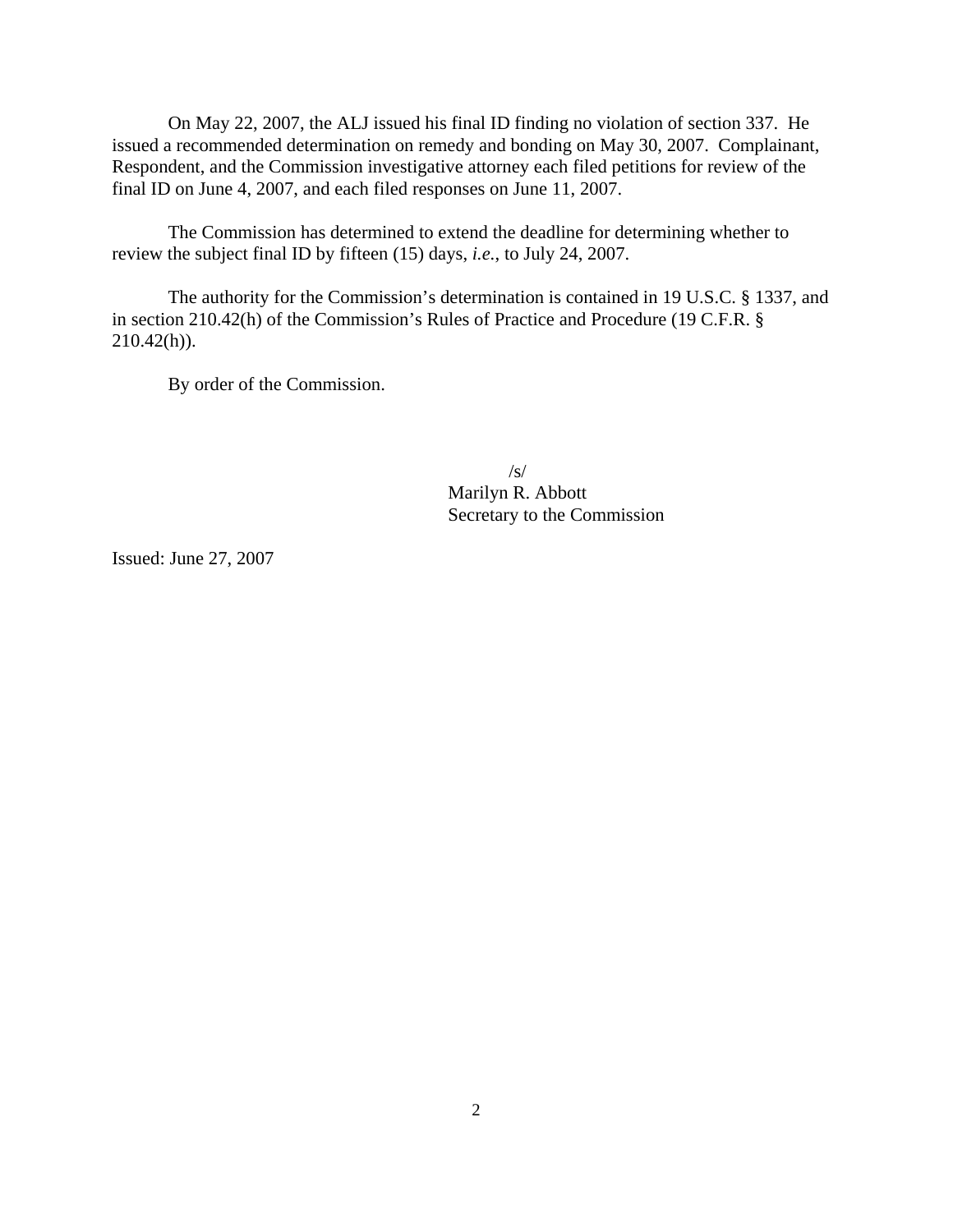On May 22, 2007, the ALJ issued his final ID finding no violation of section 337. He issued a recommended determination on remedy and bonding on May 30, 2007. Complainant, Respondent, and the Commission investigative attorney each filed petitions for review of the final ID on June 4, 2007, and each filed responses on June 11, 2007.

The Commission has determined to extend the deadline for determining whether to review the subject final ID by fifteen (15) days, *i.e.*, to July 24, 2007.

The authority for the Commission's determination is contained in 19 U.S.C. § 1337, and in section 210.42(h) of the Commission's Rules of Practice and Procedure (19 C.F.R. § 210.42(h)).

By order of the Commission.

/s/
Marilyn R. Abbott
Secretary to the Commission

Issued: June 27, 2007